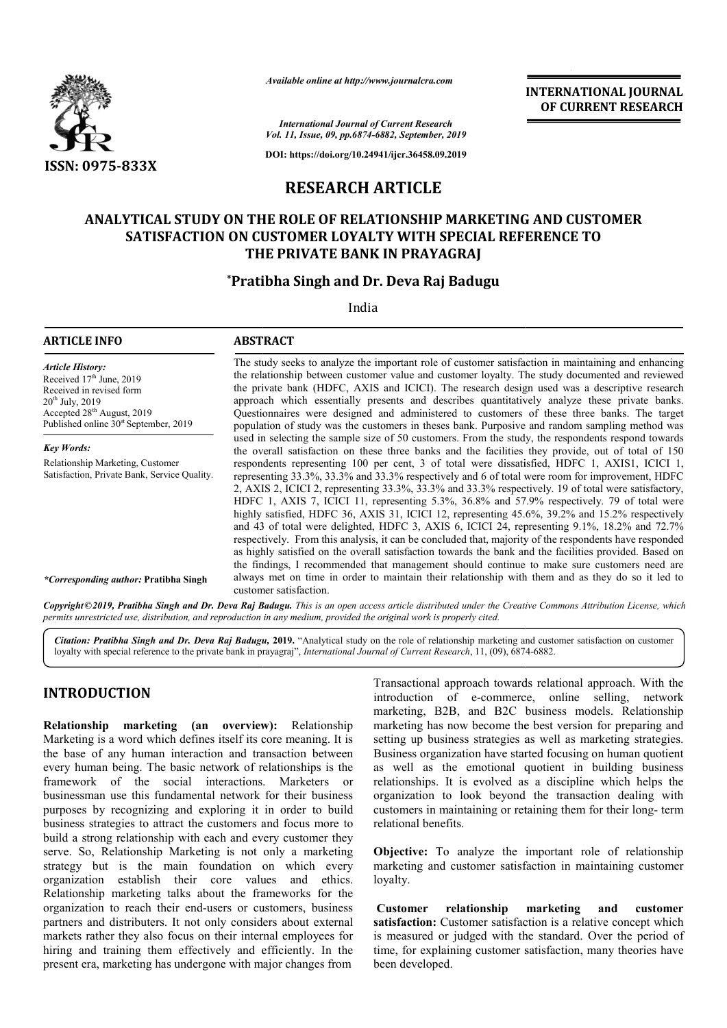*Available online at http://www.journalcra.com*

*International Journal of Current Research*
*Vol. 11, Issue, 09, pp.6874-6882, September, 2019*

**DOI: https://doi.org/10.24941/ijcr.36458.09.2019**

**INTERNATIONAL JOURNAL OF CURRENT RESEARCH**

**ISSN: 0975-833X**

# RESEARCH ARTICLE

# ANALYTICAL STUDY ON THE ROLE OF RELATIONSHIP MARKETING AND CUSTOMER SATISFACTION ON CUSTOMER LOYALTY WITH SPECIAL REFERENCE TO THE PRIVATE BANK IN PRAYAGRAJ

**\*Pratibha Singh and Dr. Deva Raj Badugu**

India

## ARTICLE INFO

*Article History:*
Received 17th June, 2019
Received in revised form
20th July, 2019
Accepted 28th August, 2019
Published online 30st September, 2019

*Key Words:*
Relationship Marketing, Customer Satisfaction, Private Bank, Service Quality.

*\*Corresponding author:* **Pratibha Singh**

## ABSTRACT

The study seeks to analyze the important role of customer satisfaction in maintaining and enhancing the relationship between customer value and customer loyalty. The study documented and reviewed the private bank (HDFC, AXIS and ICICI). The research design used was a descriptive research approach which essentially presents and describes quantitatively analyze these private banks. Questionnaires were designed and administered to customers of these three banks. The target population of study was the customers in theses bank. Purposive and random sampling method was used in selecting the sample size of 50 customers. From the study, the respondents respond towards the overall satisfaction on these three banks and the facilities they provide, out of total of 150 respondents representing 100 per cent, 3 of total were dissatisfied, HDFC 1, AXIS1, ICICI 1, representing 33.3%, 33.3% and 33.3% respectively and 6 of total were room for improvement, HDFC 2, AXIS 2, ICICI 2, representing 33.3%, 33.3% and 33.3% respectively. 19 of total were satisfactory, HDFC 1, AXIS 7, ICICI 11, representing 5.3%, 36.8% and 57.9% respectively. 79 of total were highly satisfied, HDFC 36, AXIS 31, ICICI 12, representing 45.6%, 39.2% and 15.2% respectively and 43 of total were delighted, HDFC 3, AXIS 6, ICICI 24, representing 9.1%, 18.2% and 72.7% respectively. From this analysis, it can be concluded that, majority of the respondents have responded as highly satisfied on the overall satisfaction towards the bank and the facilities provided. Based on the findings, I recommended that management should continue to make sure customers need are always met on time in order to maintain their relationship with them and as they do so it led to customer satisfaction.

*Copyright©2019, Pratibha Singh and Dr. Deva Raj Badugu. This is an open access article distributed under the Creative Commons Attribution License, which permits unrestricted use, distribution, and reproduction in any medium, provided the original work is properly cited.*

***Citation: Pratibha Singh and Dr. Deva Raj Badugu,* 2019.** "Analytical study on the role of relationship marketing and customer satisfaction on customer loyalty with special reference to the private bank in prayagraj", *International Journal of Current Research*, 11, (09), 6874-6882.

## INTRODUCTION

**Relationship marketing (an overview):** Relationship Marketing is a word which defines itself its core meaning. It is the base of any human interaction and transaction between every human being. The basic network of relationships is the framework of the social interactions. Marketers or businessman use this fundamental network for their business purposes by recognizing and exploring it in order to build business strategies to attract the customers and focus more to build a strong relationship with each and every customer they serve. So, Relationship Marketing is not only a marketing strategy but is the main foundation on which every organization establish their core values and ethics. Relationship marketing talks about the frameworks for the organization to reach their end-users or customers, business partners and distributers. It not only considers about external markets rather they also focus on their internal employees for hiring and training them effectively and efficiently. In the present era, marketing has undergone with major changes from Transactional approach towards relational approach. With the introduction of e-commerce, online selling, network marketing, B2B, and B2C business models. Relationship marketing has now become the best version for preparing and setting up business strategies as well as marketing strategies. Business organization have started focusing on human quotient as well as the emotional quotient in building business relationships. It is evolved as a discipline which helps the organization to look beyond the transaction dealing with customers in maintaining or retaining them for their long- term relational benefits.

**Objective:** To analyze the important role of relationship marketing and customer satisfaction in maintaining customer loyalty.

**Customer relationship marketing and customer satisfaction:** Customer satisfaction is a relative concept which is measured or judged with the standard. Over the period of time, for explaining customer satisfaction, many theories have been developed.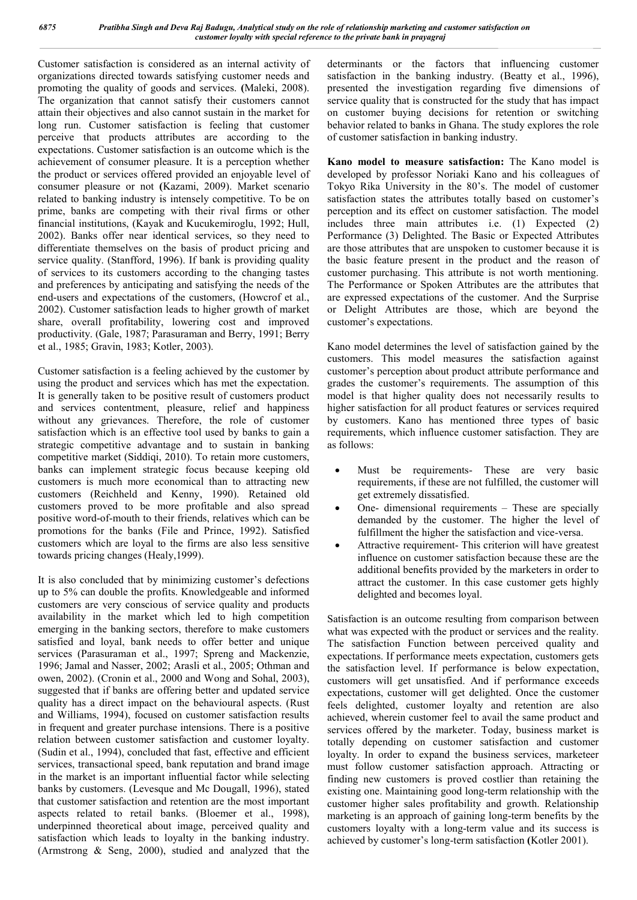Customer satisfaction is considered as an internal activity of organizations directed towards satisfying customer needs and promoting the quality of goods and services. **(**Maleki, 2008). The organization that cannot satisfy their customers cannot attain their objectives and also cannot sustain in the market for long run. Customer satisfaction is feeling that customer perceive that products attributes are according to the expectations. Customer satisfaction is an outcome which is the achievement of consumer pleasure. It is a perception whether the product or services offered provided an enjoyable level of consumer pleasure or not **(**Kazami, 2009). Market scenario related to banking industry is intensely competitive. To be on prime, banks are competing with their rival firms or other financial institutions, (Kayak and Kucukemiroglu, 1992; Hull, 2002). Banks offer near identical services, so they need to differentiate themselves on the basis of product pricing and service quality. (Stanfford, 1996). If bank is providing quality of services to its customers according to the changing tastes and preferences by anticipating and satisfying the needs of the end-users and expectations of the customers, (Howcrof et al., 2002). Customer satisfaction leads to higher growth of market share, overall profitability, lowering cost and improved productivity. (Gale, 1987; Parasuraman and Berry, 1991; Berry et al., 1985; Gravin, 1983; Kotler, 2003).

Customer satisfaction is a feeling achieved by the customer by using the product and services which has met the expectation. It is generally taken to be positive result of customers product and services contentment, pleasure, relief and happiness without any grievances. Therefore, the role of customer satisfaction which is an effective tool used by banks to gain a strategic competitive advantage and to sustain in banking competitive market (Siddiqi, 2010). To retain more customers, banks can implement strategic focus because keeping old customers is much more economical than to attracting new customers (Reichheld and Kenny, 1990). Retained old customers proved to be more profitable and also spread positive word-of-mouth to their friends, relatives which can be promotions for the banks (File and Prince, 1992). Satisfied customers which are loyal to the firms are also less sensitive towards pricing changes (Healy,1999).

It is also concluded that by minimizing customer's defections up to 5% can double the profits. Knowledgeable and informed customers are very conscious of service quality and products availability in the market which led to high competition emerging in the banking sectors, therefore to make customers satisfied and loyal, bank needs to offer better and unique services (Parasuraman et al., 1997; Spreng and Mackenzie, 1996; Jamal and Nasser, 2002; Arasli et al., 2005; Othman and owen, 2002). (Cronin et al., 2000 and Wong and Sohal, 2003), suggested that if banks are offering better and updated service quality has a direct impact on the behavioural aspects. (Rust and Williams, 1994), focused on customer satisfaction results in frequent and greater purchase intensions. There is a positive relation between customer satisfaction and customer loyalty. (Sudin et al., 1994), concluded that fast, effective and efficient services, transactional speed, bank reputation and brand image in the market is an important influential factor while selecting banks by customers. (Levesque and Mc Dougall, 1996), stated that customer satisfaction and retention are the most important aspects related to retail banks. (Bloemer et al., 1998), underpinned theoretical about image, perceived quality and satisfaction which leads to loyalty in the banking industry. (Armstrong & Seng, 2000), studied and analyzed that the determinants or the factors that influencing customer satisfaction in the banking industry. (Beatty et al., 1996), presented the investigation regarding five dimensions of service quality that is constructed for the study that has impact on customer buying decisions for retention or switching behavior related to banks in Ghana. The study explores the role of customer satisfaction in banking industry.

**Kano model to measure satisfaction:** The Kano model is developed by professor Noriaki Kano and his colleagues of Tokyo Rika University in the 80's. The model of customer satisfaction states the attributes totally based on customer's perception and its effect on customer satisfaction. The model includes three main attributes i.e. (1) Expected (2) Performance (3) Delighted. The Basic or Expected Attributes are those attributes that are unspoken to customer because it is the basic feature present in the product and the reason of customer purchasing. This attribute is not worth mentioning. The Performance or Spoken Attributes are the attributes that are expressed expectations of the customer. And the Surprise or Delight Attributes are those, which are beyond the customer's expectations.

Kano model determines the level of satisfaction gained by the customers. This model measures the satisfaction against customer's perception about product attribute performance and grades the customer's requirements. The assumption of this model is that higher quality does not necessarily results to higher satisfaction for all product features or services required by customers. Kano has mentioned three types of basic requirements, which influence customer satisfaction. They are as follows:

- Must be requirements- These are very basic requirements, if these are not fulfilled, the customer will get extremely dissatisfied.
- One- dimensional requirements – These are specially demanded by the customer. The higher the level of fulfillment the higher the satisfaction and vice-versa.
- Attractive requirement- This criterion will have greatest influence on customer satisfaction because these are the additional benefits provided by the marketers in order to attract the customer. In this case customer gets highly delighted and becomes loyal.

Satisfaction is an outcome resulting from comparison between what was expected with the product or services and the reality. The satisfaction Function between perceived quality and expectations. If performance meets expectation, customers gets the satisfaction level. If performance is below expectation, customers will get unsatisfied. And if performance exceeds expectations, customer will get delighted. Once the customer feels delighted, customer loyalty and retention are also achieved, wherein customer feel to avail the same product and services offered by the marketer. Today, business market is totally depending on customer satisfaction and customer loyalty. In order to expand the business services, marketeer must follow customer satisfaction approach. Attracting or finding new customers is proved costlier than retaining the existing one. Maintaining good long-term relationship with the customer higher sales profitability and growth. Relationship marketing is an approach of gaining long-term benefits by the customers loyalty with a long-term value and its success is achieved by customer's long-term satisfaction **(**Kotler 2001).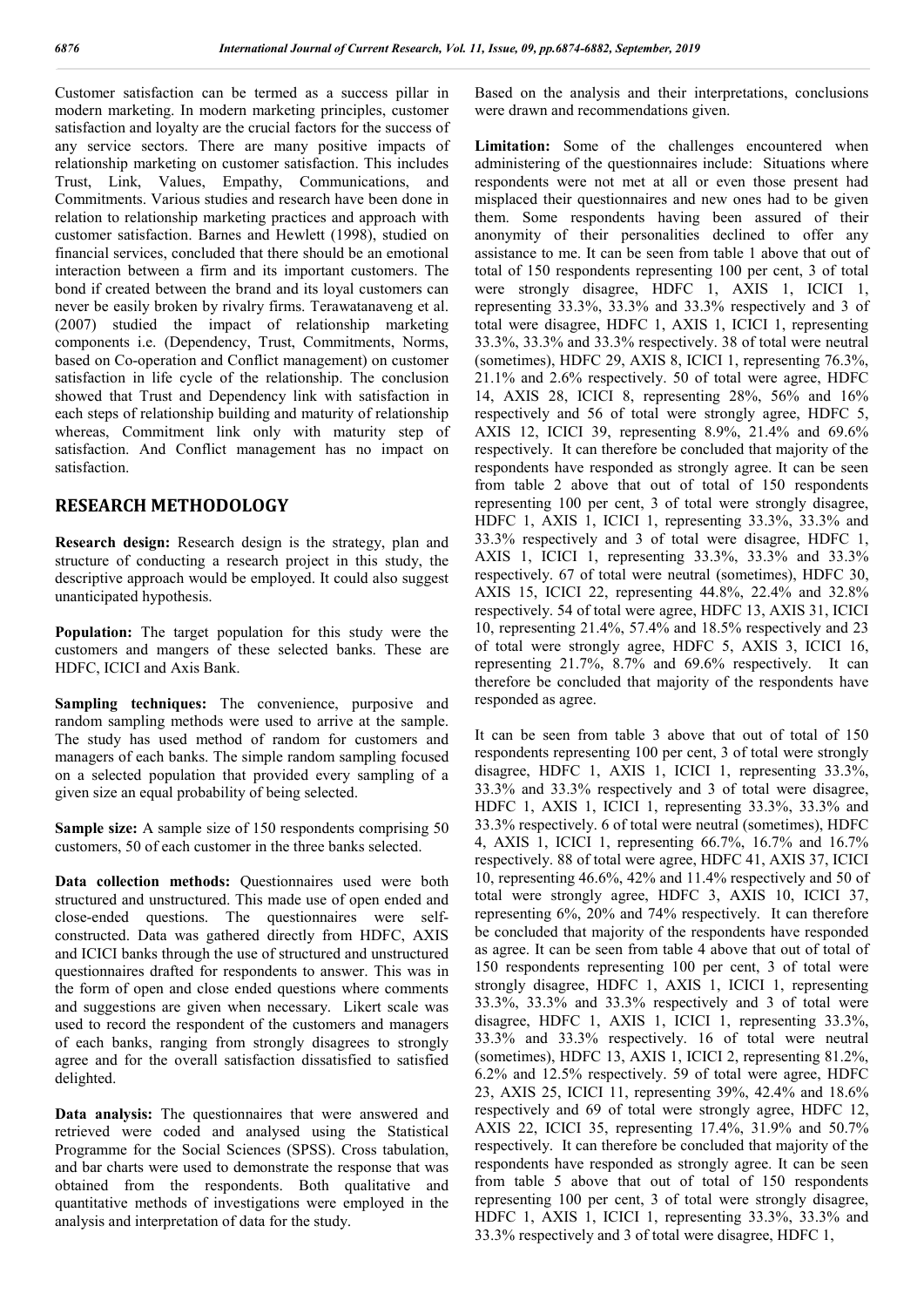Customer satisfaction can be termed as a success pillar in modern marketing. In modern marketing principles, customer satisfaction and loyalty are the crucial factors for the success of any service sectors. There are many positive impacts of relationship marketing on customer satisfaction. This includes Trust, Link, Values, Empathy, Communications, and Commitments. Various studies and research have been done in relation to relationship marketing practices and approach with customer satisfaction. Barnes and Hewlett (1998), studied on financial services, concluded that there should be an emotional interaction between a firm and its important customers. The bond if created between the brand and its loyal customers can never be easily broken by rivalry firms. Terawatanaveng et al. (2007) studied the impact of relationship marketing components i.e. (Dependency, Trust, Commitments, Norms, based on Co-operation and Conflict management) on customer satisfaction in life cycle of the relationship. The conclusion showed that Trust and Dependency link with satisfaction in each steps of relationship building and maturity of relationship whereas, Commitment link only with maturity step of satisfaction. And Conflict management has no impact on satisfaction.

## RESEARCH METHODOLOGY

**Research design:** Research design is the strategy, plan and structure of conducting a research project in this study, the descriptive approach would be employed. It could also suggest unanticipated hypothesis.

**Population:** The target population for this study were the customers and mangers of these selected banks. These are HDFC, ICICI and Axis Bank.

**Sampling techniques:** The convenience, purposive and random sampling methods were used to arrive at the sample. The study has used method of random for customers and managers of each banks. The simple random sampling focused on a selected population that provided every sampling of a given size an equal probability of being selected.

**Sample size:** A sample size of 150 respondents comprising 50 customers, 50 of each customer in the three banks selected.

**Data collection methods:** Questionnaires used were both structured and unstructured. This made use of open ended and close-ended questions. The questionnaires were self-constructed. Data was gathered directly from HDFC, AXIS and ICICI banks through the use of structured and unstructured questionnaires drafted for respondents to answer. This was in the form of open and close ended questions where comments and suggestions are given when necessary. Likert scale was used to record the respondent of the customers and managers of each banks, ranging from strongly disagrees to strongly agree and for the overall satisfaction dissatisfied to satisfied delighted.

**Data analysis:** The questionnaires that were answered and retrieved were coded and analysed using the Statistical Programme for the Social Sciences (SPSS). Cross tabulation, and bar charts were used to demonstrate the response that was obtained from the respondents. Both qualitative and quantitative methods of investigations were employed in the analysis and interpretation of data for the study.

Based on the analysis and their interpretations, conclusions were drawn and recommendations given.

**Limitation:** Some of the challenges encountered when administering of the questionnaires include: Situations where respondents were not met at all or even those present had misplaced their questionnaires and new ones had to be given them. Some respondents having been assured of their anonymity of their personalities declined to offer any assistance to me. It can be seen from table 1 above that out of total of 150 respondents representing 100 per cent, 3 of total were strongly disagree, HDFC 1, AXIS 1, ICICI 1, representing 33.3%, 33.3% and 33.3% respectively and 3 of total were disagree, HDFC 1, AXIS 1, ICICI 1, representing 33.3%, 33.3% and 33.3% respectively. 38 of total were neutral (sometimes), HDFC 29, AXIS 8, ICICI 1, representing 76.3%, 21.1% and 2.6% respectively. 50 of total were agree, HDFC 14, AXIS 28, ICICI 8, representing 28%, 56% and 16% respectively and 56 of total were strongly agree, HDFC 5, AXIS 12, ICICI 39, representing 8.9%, 21.4% and 69.6% respectively. It can therefore be concluded that majority of the respondents have responded as strongly agree. It can be seen from table 2 above that out of total of 150 respondents representing 100 per cent, 3 of total were strongly disagree, HDFC 1, AXIS 1, ICICI 1, representing 33.3%, 33.3% and 33.3% respectively and 3 of total were disagree, HDFC 1, AXIS 1, ICICI 1, representing 33.3%, 33.3% and 33.3% respectively. 67 of total were neutral (sometimes), HDFC 30, AXIS 15, ICICI 22, representing 44.8%, 22.4% and 32.8% respectively. 54 of total were agree, HDFC 13, AXIS 31, ICICI 10, representing 21.4%, 57.4% and 18.5% respectively and 23 of total were strongly agree, HDFC 5, AXIS 3, ICICI 16, representing 21.7%, 8.7% and 69.6% respectively. It can therefore be concluded that majority of the respondents have responded as agree.

It can be seen from table 3 above that out of total of 150 respondents representing 100 per cent, 3 of total were strongly disagree, HDFC 1, AXIS 1, ICICI 1, representing 33.3%, 33.3% and 33.3% respectively and 3 of total were disagree, HDFC 1, AXIS 1, ICICI 1, representing 33.3%, 33.3% and 33.3% respectively. 6 of total were neutral (sometimes), HDFC 4, AXIS 1, ICICI 1, representing 66.7%, 16.7% and 16.7% respectively. 88 of total were agree, HDFC 41, AXIS 37, ICICI 10, representing 46.6%, 42% and 11.4% respectively and 50 of total were strongly agree, HDFC 3, AXIS 10, ICICI 37, representing 6%, 20% and 74% respectively. It can therefore be concluded that majority of the respondents have responded as agree. It can be seen from table 4 above that out of total of 150 respondents representing 100 per cent, 3 of total were strongly disagree, HDFC 1, AXIS 1, ICICI 1, representing 33.3%, 33.3% and 33.3% respectively and 3 of total were disagree, HDFC 1, AXIS 1, ICICI 1, representing 33.3%, 33.3% and 33.3% respectively. 16 of total were neutral (sometimes), HDFC 13, AXIS 1, ICICI 2, representing 81.2%, 6.2% and 12.5% respectively. 59 of total were agree, HDFC 23, AXIS 25, ICICI 11, representing 39%, 42.4% and 18.6% respectively and 69 of total were strongly agree, HDFC 12, AXIS 22, ICICI 35, representing 17.4%, 31.9% and 50.7% respectively. It can therefore be concluded that majority of the respondents have responded as strongly agree. It can be seen from table 5 above that out of total of 150 respondents representing 100 per cent, 3 of total were strongly disagree, HDFC 1, AXIS 1, ICICI 1, representing 33.3%, 33.3% and 33.3% respectively and 3 of total were disagree, HDFC 1,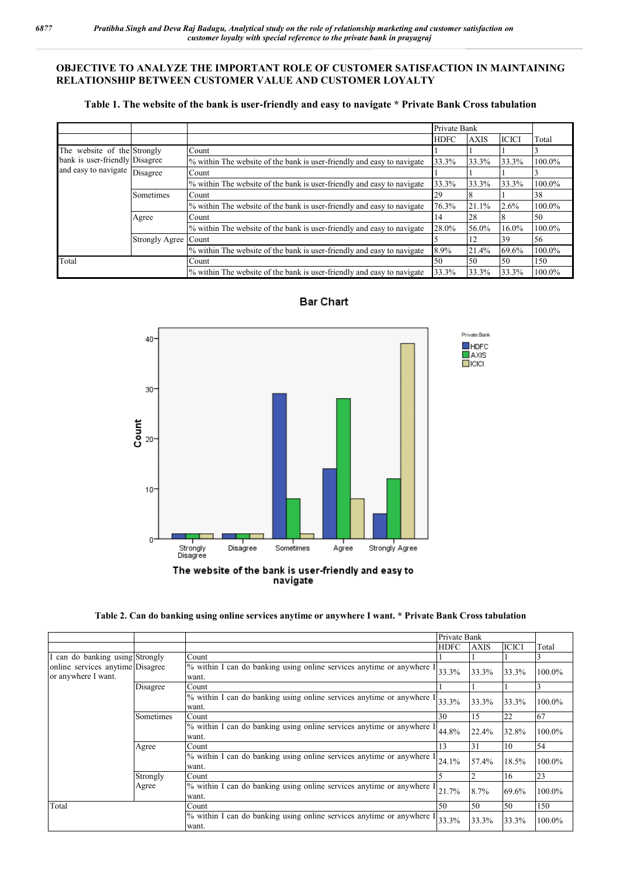## OBJECTIVE TO ANALYZE THE IMPORTANT ROLE OF CUSTOMER SATISFACTION IN MAINTAINING RELATIONSHIP BETWEEN CUSTOMER VALUE AND CUSTOMER LOYALTY

**Table 1. The website of the bank is user-friendly and easy to navigate * Private Bank Cross tabulation**

| | | | Private Bank | | | |
|---|---|---|---|---|---|---|
| | | | HDFC | AXIS | ICICI | Total |
| The website of the bank is user-friendly and easy to navigate | Strongly Disagree | Count | 1 | 1 | 1 | 3 |
| | | % within The website of the bank is user-friendly and easy to navigate | 33.3% | 33.3% | 33.3% | 100.0% |
| | Disagree | Count | 1 | 1 | 1 | 3 |
| | | % within The website of the bank is user-friendly and easy to navigate | 33.3% | 33.3% | 33.3% | 100.0% |
| | Sometimes | Count | 29 | 8 | 1 | 38 |
| | | % within The website of the bank is user-friendly and easy to navigate | 76.3% | 21.1% | 2.6% | 100.0% |
| | Agree | Count | 14 | 28 | 8 | 50 |
| | | % within The website of the bank is user-friendly and easy to navigate | 28.0% | 56.0% | 16.0% | 100.0% |
| | Strongly Agree | Count | 5 | 12 | 39 | 56 |
| | | % within The website of the bank is user-friendly and easy to navigate | 8.9% | 21.4% | 69.6% | 100.0% |
| Total | | Count | 50 | 50 | 50 | 150 |
| | | % within The website of the bank is user-friendly and easy to navigate | 33.3% | 33.3% | 33.3% | 100.0% |

Bar Chart

Private Bank
HDFC
AXIS
ICICI

Count

40
30
20
10
0

Strongly Disagree
Disagree
Sometimes
Agree
Strongly Agree

The website of the bank is user-friendly and easy to navigate

**Table 2. Can do banking using online services anytime or anywhere I want. * Private Bank Cross tabulation**

| | | | Private Bank | | | |
|---|---|---|---|---|---|---|
| | | | HDFC | AXIS | ICICI | Total |
| I can do banking using online services anytime or anywhere I want. | Strongly Disagree | Count | 1 | 1 | 1 | 3 |
| | | % within I can do banking using online services anytime or anywhere I want. | 33.3% | 33.3% | 33.3% | 100.0% |
| | Disagree | Count | 1 | 1 | 1 | 3 |
| | | % within I can do banking using online services anytime or anywhere I want. | 33.3% | 33.3% | 33.3% | 100.0% |
| | Sometimes | Count | 30 | 15 | 22 | 67 |
| | | % within I can do banking using online services anytime or anywhere I want. | 44.8% | 22.4% | 32.8% | 100.0% |
| | Agree | Count | 13 | 31 | 10 | 54 |
| | | % within I can do banking using online services anytime or anywhere I want. | 24.1% | 57.4% | 18.5% | 100.0% |
| | Strongly Agree | Count | 5 | 2 | 16 | 23 |
| | | % within I can do banking using online services anytime or anywhere I want. | 21.7% | 8.7% | 69.6% | 100.0% |
| Total | | Count | 50 | 50 | 50 | 150 |
| | | % within I can do banking using online services anytime or anywhere I want. | 33.3% | 33.3% | 33.3% | 100.0% |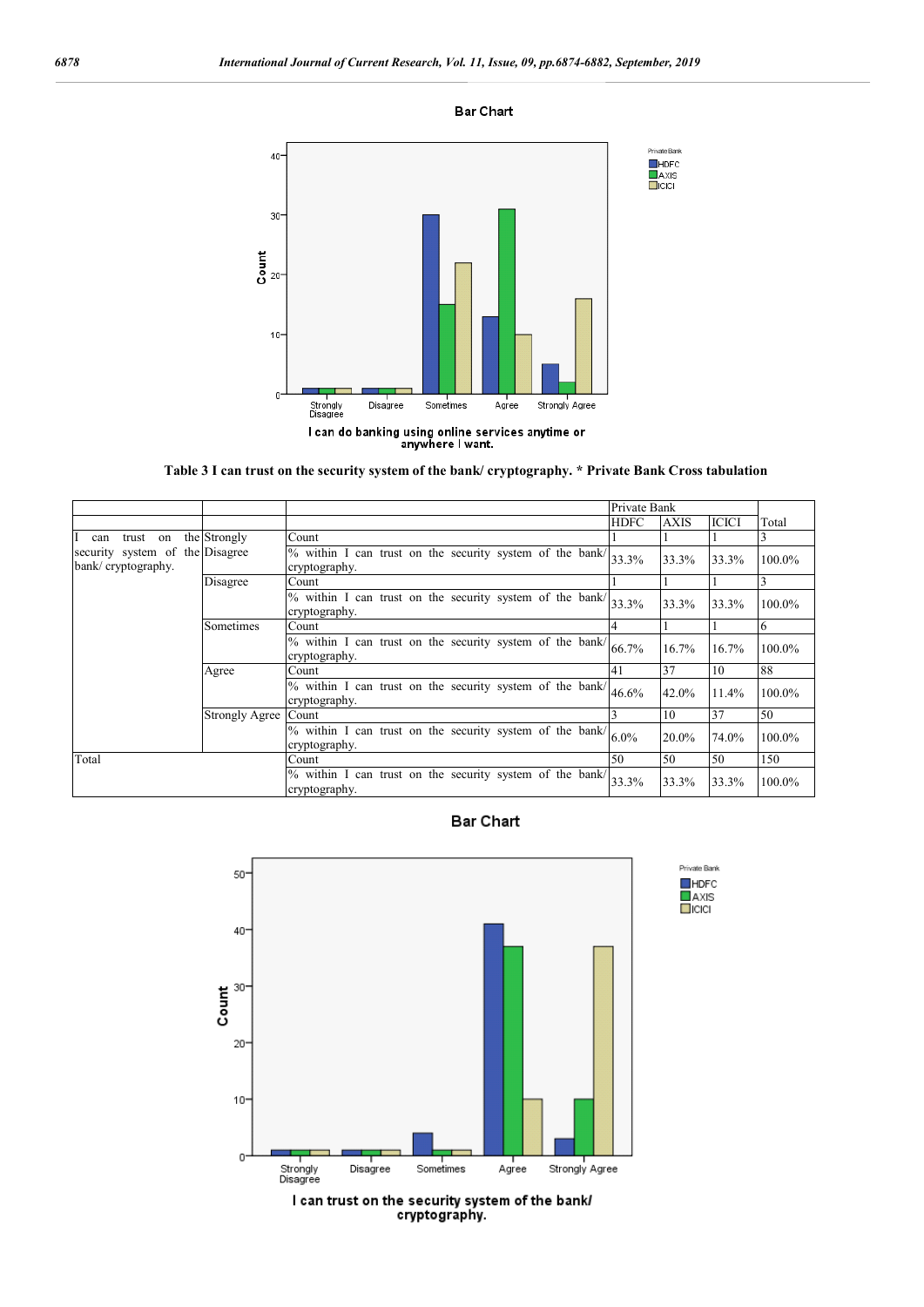Bar Chart

I can do banking using online services anytime or anywhere I want.

**Table 3 I can trust on the security system of the bank/ cryptography. * Private Bank Cross tabulation**

| | | | Private Bank | | | Total |
|---|---|---|---|---|---|---|
| | | | HDFC | AXIS | ICICI | |
| I can trust on the security system of the bank/ cryptography. | Strongly Disagree | Count | 1 | 1 | 1 | 3 |
| | | % within I can trust on the security system of the bank/ cryptography. | 33.3% | 33.3% | 33.3% | 100.0% |
| | Disagree | Count | 1 | 1 | 1 | 3 |
| | | % within I can trust on the security system of the bank/ cryptography. | 33.3% | 33.3% | 33.3% | 100.0% |
| | Sometimes | Count | 4 | 1 | 1 | 6 |
| | | % within I can trust on the security system of the bank/ cryptography. | 66.7% | 16.7% | 16.7% | 100.0% |
| | Agree | Count | 41 | 37 | 10 | 88 |
| | | % within I can trust on the security system of the bank/ cryptography. | 46.6% | 42.0% | 11.4% | 100.0% |
| | Strongly Agree | Count | 3 | 10 | 37 | 50 |
| | | % within I can trust on the security system of the bank/ cryptography. | 6.0% | 20.0% | 74.0% | 100.0% |
| Total | | Count | 50 | 50 | 50 | 150 |
| | | % within I can trust on the security system of the bank/ cryptography. | 33.3% | 33.3% | 33.3% | 100.0% |

Bar Chart

I can trust on the security system of the bank/ cryptography.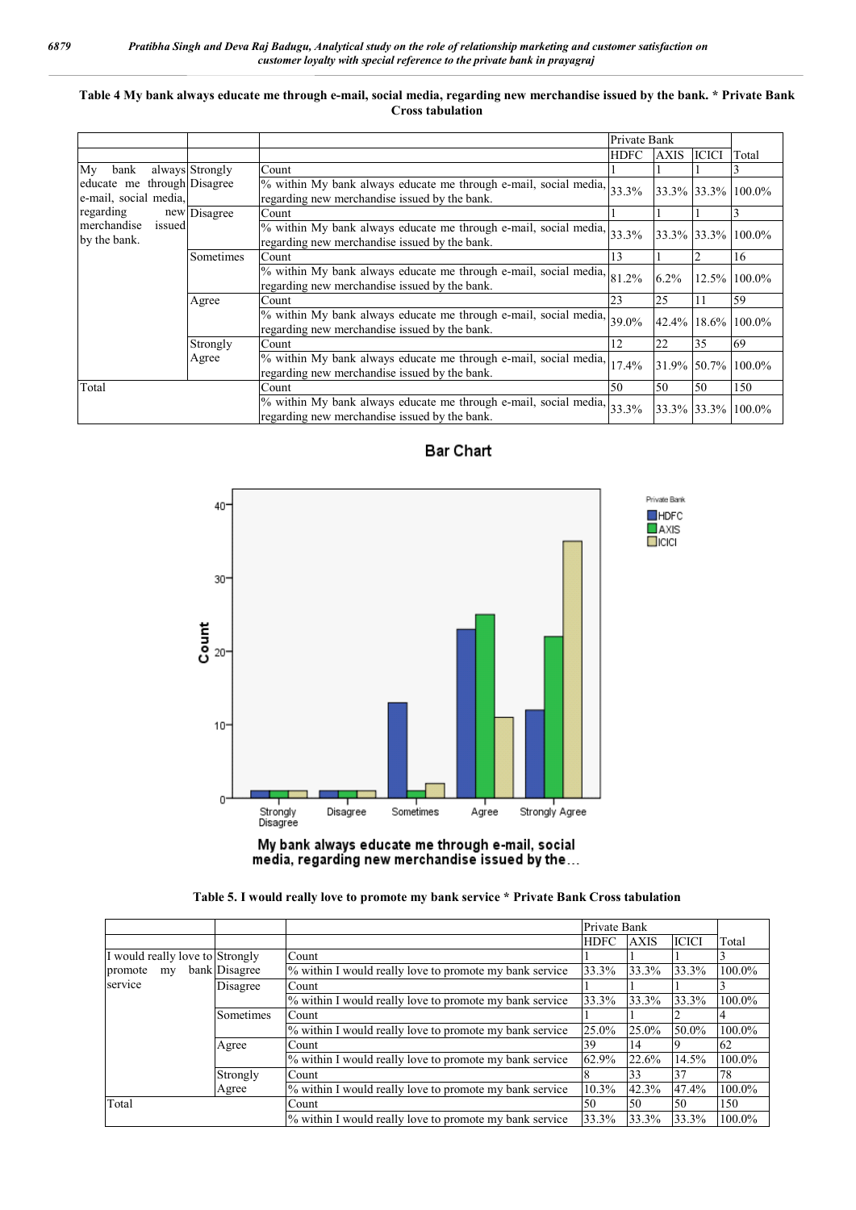**Table 4 My bank always educate me through e-mail, social media, regarding new merchandise issued by the bank. * Private Bank Cross tabulation**

| | | | Private Bank | | | |
|---|---|---|---|---|---|---|
| | | | HDFC | AXIS | ICICI | Total |
| My bank always educate me through e-mail, social media, regarding new merchandise issued by the bank. | Strongly Disagree | Count | 1 | 1 | 1 | 3 |
| | | % within My bank always educate me through e-mail, social media, regarding new merchandise issued by the bank. | 33.3% | 33.3% | 33.3% | 100.0% |
| | Disagree | Count | 1 | 1 | 1 | 3 |
| | | % within My bank always educate me through e-mail, social media, regarding new merchandise issued by the bank. | 33.3% | 33.3% | 33.3% | 100.0% |
| | Sometimes | Count | 13 | 1 | 2 | 16 |
| | | % within My bank always educate me through e-mail, social media, regarding new merchandise issued by the bank. | 81.2% | 6.2% | 12.5% | 100.0% |
| | Agree | Count | 23 | 25 | 11 | 59 |
| | | % within My bank always educate me through e-mail, social media, regarding new merchandise issued by the bank. | 39.0% | 42.4% | 18.6% | 100.0% |
| | Strongly Agree | Count | 12 | 22 | 35 | 69 |
| | | % within My bank always educate me through e-mail, social media, regarding new merchandise issued by the bank. | 17.4% | 31.9% | 50.7% | 100.0% |
| Total | | Count | 50 | 50 | 50 | 150 |
| | | % within My bank always educate me through e-mail, social media, regarding new merchandise issued by the bank. | 33.3% | 33.3% | 33.3% | 100.0% |

Bar Chart

Private Bank
HDFC
AXIS
ICICI

Count
0
10
20
30
40

Strongly Disagree
Disagree
Sometimes
Agree
Strongly Agree

My bank always educate me through e-mail, social media, regarding new merchandise issued by the...

**Table 5. I would really love to promote my bank service * Private Bank Cross tabulation**

| | | | Private Bank | | | |
|---|---|---|---|---|---|---|
| | | | HDFC | AXIS | ICICI | Total |
| I would really love to promote my bank service | Strongly Disagree | Count | 1 | 1 | 1 | 3 |
| | | % within I would really love to promote my bank service | 33.3% | 33.3% | 33.3% | 100.0% |
| | Disagree | Count | 1 | 1 | 1 | 3 |
| | | % within I would really love to promote my bank service | 33.3% | 33.3% | 33.3% | 100.0% |
| | Sometimes | Count | 1 | 1 | 2 | 4 |
| | | % within I would really love to promote my bank service | 25.0% | 25.0% | 50.0% | 100.0% |
| | Agree | Count | 39 | 14 | 9 | 62 |
| | | % within I would really love to promote my bank service | 62.9% | 22.6% | 14.5% | 100.0% |
| | Strongly Agree | Count | 8 | 33 | 37 | 78 |
| | | % within I would really love to promote my bank service | 10.3% | 42.3% | 47.4% | 100.0% |
| Total | | Count | 50 | 50 | 50 | 150 |
| | | % within I would really love to promote my bank service | 33.3% | 33.3% | 33.3% | 100.0% |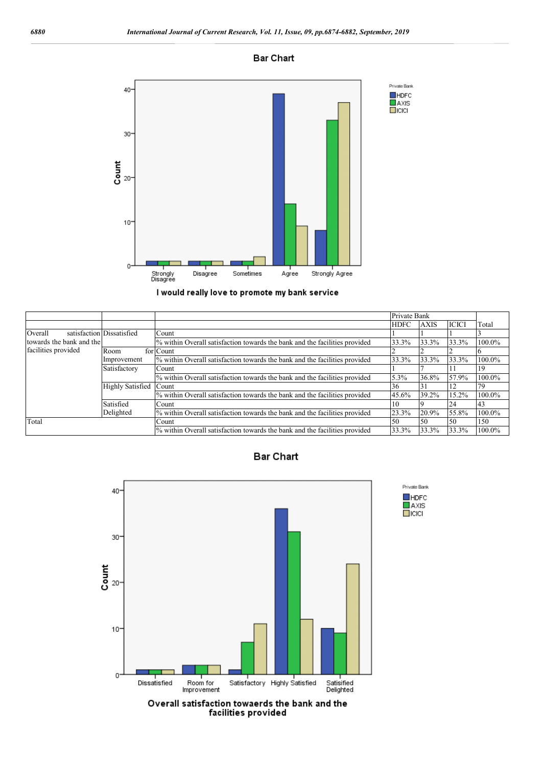Bar Chart

40
30
20
10
0

Count

Strongly Disagree
Disagree
Sometimes
Agree
Strongly Agree

I would really love to promote my bank service

Private Bank
HDFC
AXIS
ICICI

| | | | Private Bank | | | Total |
|---|---|---|---|---|---|---|
| | | | HDFC | AXIS | ICICI | |
| Overall satisfaction towards the bank and the facilities provided | Dissatisfied | Count | 1 | 1 | 1 | 3 |
| | | % within Overall satisfaction towards the bank and the facilities provided | 33.3% | 33.3% | 33.3% | 100.0% |
| | Room for Improvement | Count | 2 | 2 | 2 | 6 |
| | | % within Overall satisfaction towards the bank and the facilities provided | 33.3% | 33.3% | 33.3% | 100.0% |
| | Satisfactory | Count | 1 | 7 | 11 | 19 |
| | | % within Overall satisfaction towards the bank and the facilities provided | 5.3% | 36.8% | 57.9% | 100.0% |
| | Highly Satisfied | Count | 36 | 31 | 12 | 79 |
| | | % within Overall satisfaction towards the bank and the facilities provided | 45.6% | 39.2% | 15.2% | 100.0% |
| | Satisfied Delighted | Count | 10 | 9 | 24 | 43 |
| | | % within Overall satisfaction towards the bank and the facilities provided | 23.3% | 20.9% | 55.8% | 100.0% |
| Total | | Count | 50 | 50 | 50 | 150 |
| | | % within Overall satisfaction towards the bank and the facilities provided | 33.3% | 33.3% | 33.3% | 100.0% |

Bar Chart

40
30
20
10
0

Count

Dissatisfied
Room for Improvement
Satisfactory
Highly Satisfied
Satisified Delighted

Overall satisfaction towaerds the bank and the facilities provided

Private Bank
HDFC
AXIS
ICICI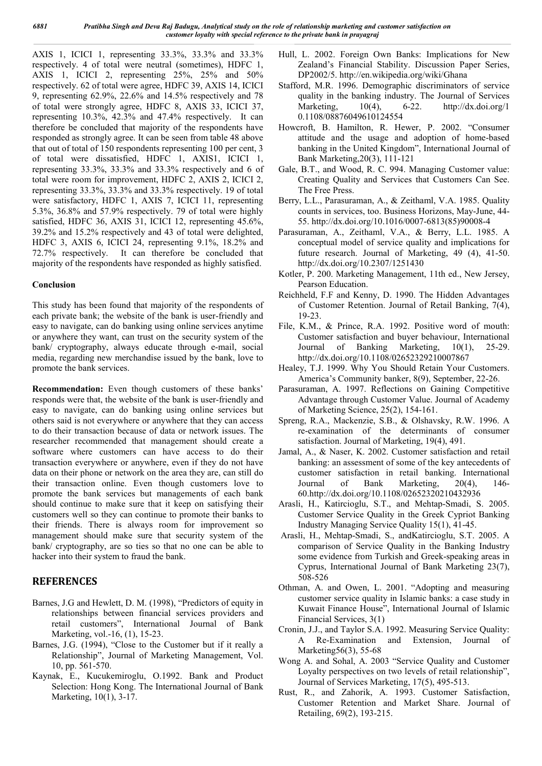AXIS 1, ICICI 1, representing 33.3%, 33.3% and 33.3% respectively. 4 of total were neutral (sometimes), HDFC 1, AXIS 1, ICICI 2, representing 25%, 25% and 50% respectively. 62 of total were agree, HDFC 39, AXIS 14, ICICI 9, representing 62.9%, 22.6% and 14.5% respectively and 78 of total were strongly agree, HDFC 8, AXIS 33, ICICI 37, representing 10.3%, 42.3% and 47.4% respectively. It can therefore be concluded that majority of the respondents have responded as strongly agree. It can be seen from table 48 above that out of total of 150 respondents representing 100 per cent, 3 of total were dissatisfied, HDFC 1, AXIS1, ICICI 1, representing 33.3%, 33.3% and 33.3% respectively and 6 of total were room for improvement, HDFC 2, AXIS 2, ICICI 2, representing 33.3%, 33.3% and 33.3% respectively. 19 of total were satisfactory, HDFC 1, AXIS 7, ICICI 11, representing 5.3%, 36.8% and 57.9% respectively. 79 of total were highly satisfied, HDFC 36, AXIS 31, ICICI 12, representing 45.6%, 39.2% and 15.2% respectively and 43 of total were delighted, HDFC 3, AXIS 6, ICICI 24, representing 9.1%, 18.2% and 72.7% respectively. It can therefore be concluded that majority of the respondents have responded as highly satisfied.

### Conclusion

This study has been found that majority of the respondents of each private bank; the website of the bank is user-friendly and easy to navigate, can do banking using online services anytime or anywhere they want, can trust on the security system of the bank/ cryptography, always educate through e-mail, social media, regarding new merchandise issued by the bank, love to promote the bank services.

**Recommendation:** Even though customers of these banks' responds were that, the website of the bank is user-friendly and easy to navigate, can do banking using online services but others said is not everywhere or anywhere that they can access to do their transaction because of data or network issues. The researcher recommended that management should create a software where customers can have access to do their transaction everywhere or anywhere, even if they do not have data on their phone or network on the area they are, can still do their transaction online. Even though customers love to promote the bank services but managements of each bank should continue to make sure that it keep on satisfying their customers well so they can continue to promote their banks to their friends. There is always room for improvement so management should make sure that security system of the bank/ cryptography, are so ties so that no one can be able to hacker into their system to fraud the bank.

## REFERENCES

Barnes, J.G and Hewlett, D. M. (1998), "Predictors of equity in relationships between financial services providers and retail customers", International Journal of Bank Marketing, vol.-16, (1), 15-23.

Barnes, J.G. (1994), "Close to the Customer but if it really a Relationship", Journal of Marketing Management, Vol. 10, pp. 561-570.

Kaynak, E., Kucukemiroglu, O.1992. Bank and Product Selection: Hong Kong. The International Journal of Bank Marketing, 10(1), 3-17.

Hull, L. 2002. Foreign Own Banks: Implications for New Zealand's Financial Stability. Discussion Paper Series, DP2002/5. http://en.wikipedia.org/wiki/Ghana

Stafford, M.R. 1996. Demographic discriminators of service quality in the banking industry. The Journal of Services Marketing, 10(4), 6-22. http://dx.doi.org/10.1108/08876049610124554

Howcroft, B. Hamilton, R. Hewer, P. 2002. "Consumer attitude and the usage and adoption of home-based banking in the United Kingdom", International Journal of Bank Marketing,20(3), 111-121

Gale, B.T., and Wood, R. C. 994. Managing Customer value: Creating Quality and Services that Customers Can See. The Free Press.

Berry, L.L., Parasuraman, A., & Zeithaml, V.A. 1985. Quality counts in services, too. Business Horizons, May-June, 44-55. http://dx.doi.org/10.1016/0007-6813(85)90008-4

Parasuraman, A., Zeithaml, V.A., & Berry, L.L. 1985. A conceptual model of service quality and implications for future research. Journal of Marketing, 49 (4), 41-50. http://dx.doi.org/10.2307/1251430

Kotler, P. 200. Marketing Management, 11th ed., New Jersey, Pearson Education.

Reichheld, F.F and Kenny, D. 1990. The Hidden Advantages of Customer Retention. Journal of Retail Banking, 7(4), 19-23.

File, K.M., & Prince, R.A. 1992. Positive word of mouth: Customer satisfaction and buyer behaviour, International Journal of Banking Marketing, 10(1), 25-29. http://dx.doi.org/10.1108/02652329210007867

Healey, T.J. 1999. Why You Should Retain Your Customers. America's Community banker, 8(9), September, 22-26.

Parasuraman, A. 1997. Reflections on Gaining Competitive Advantage through Customer Value. Journal of Academy of Marketing Science, 25(2), 154-161.

Spreng, R.A., Mackenzie, S.B., & Olshavsky, R.W. 1996. A re-examination of the determinants of consumer satisfaction. Journal of Marketing, 19(4), 491.

Jamal, A., & Naser, K. 2002. Customer satisfaction and retail banking: an assessment of some of the key antecedents of customer satisfaction in retail banking. International Journal of Bank Marketing, 20(4), 146-60.http://dx.doi.org/10.1108/02652320210432936

Arasli, H., Katircioglu, S.T., and Mehtap-Smadi, S. 2005. Customer Service Quality in the Greek Cypriot Banking Industry Managing Service Quality 15(1), 41-45.

Arasli, H., Mehtap-Smadi, S., andKatircioglu, S.T. 2005. A comparison of Service Quality in the Banking Industry some evidence from Turkish and Greek-speaking areas in Cyprus, International Journal of Bank Marketing 23(7), 508-526

Othman, A. and Owen, L. 2001. "Adopting and measuring customer service quality in Islamic banks: a case study in Kuwait Finance House", International Journal of Islamic Financial Services, 3(1)

Cronin, J.J., and Taylor S.A. 1992. Measuring Service Quality: A Re-Examination and Extension, Journal of Marketing56(3), 55-68

Wong A. and Sohal, A. 2003 "Service Quality and Customer Loyalty perspectives on two levels of retail relationship", Journal of Services Marketing, 17(5), 495-513.

Rust, R., and Zahorik, A. 1993. Customer Satisfaction, Customer Retention and Market Share. Journal of Retailing, 69(2), 193-215.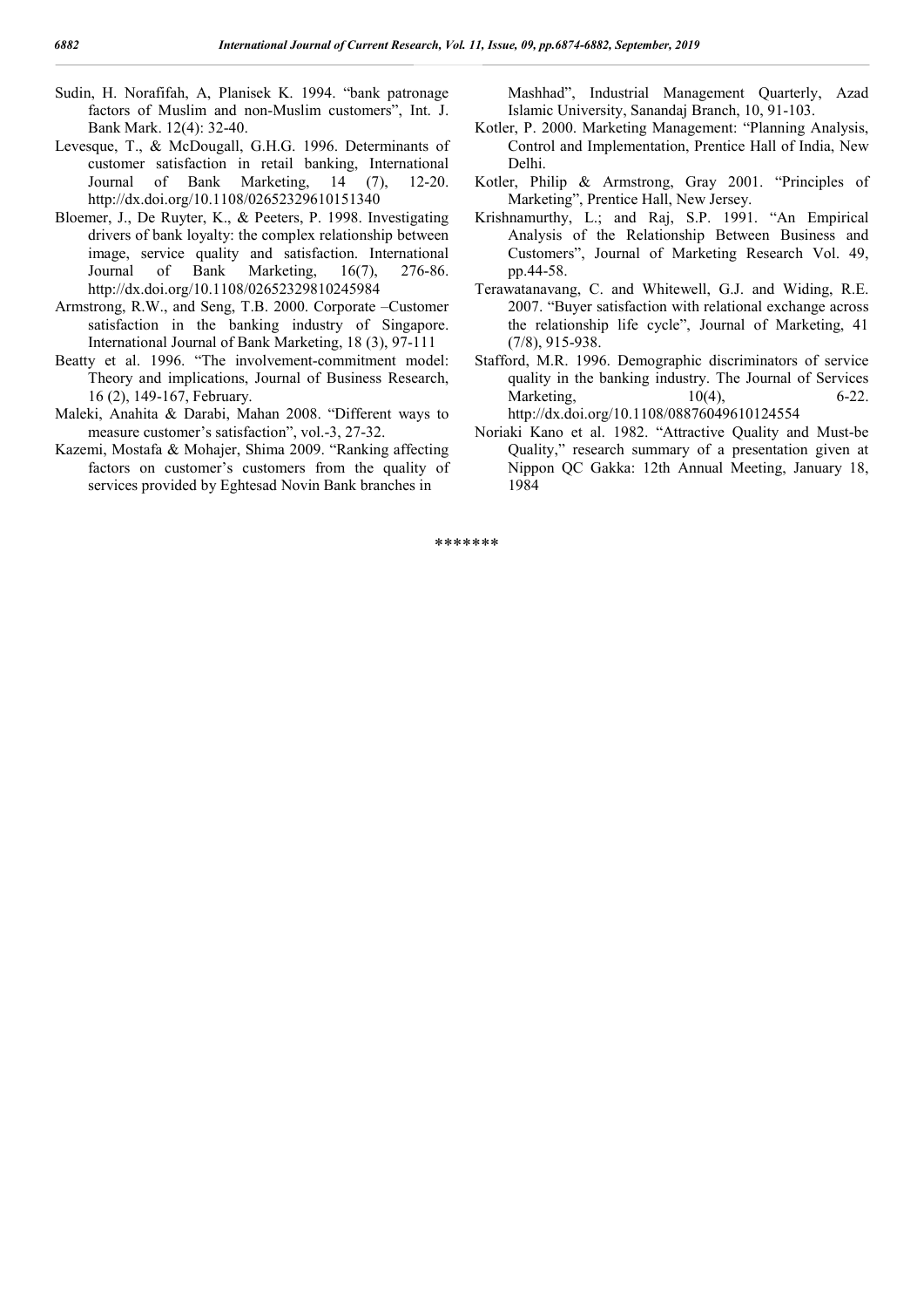Sudin, H. Norafifah, A, Planisek K. 1994. "bank patronage factors of Muslim and non-Muslim customers", Int. J. Bank Mark. 12(4): 32-40.

Levesque, T., & McDougall, G.H.G. 1996. Determinants of customer satisfaction in retail banking, International Journal of Bank Marketing, 14 (7), 12-20. http://dx.doi.org/10.1108/02652329610151340

Bloemer, J., De Ruyter, K., & Peeters, P. 1998. Investigating drivers of bank loyalty: the complex relationship between image, service quality and satisfaction. International Journal of Bank Marketing, 16(7), 276-86. http://dx.doi.org/10.1108/02652329810245984

Armstrong, R.W., and Seng, T.B. 2000. Corporate –Customer satisfaction in the banking industry of Singapore. International Journal of Bank Marketing, 18 (3), 97-111

Beatty et al. 1996. "The involvement-commitment model: Theory and implications, Journal of Business Research, 16 (2), 149-167, February.

Maleki, Anahita & Darabi, Mahan 2008. "Different ways to measure customer's satisfaction", vol.-3, 27-32.

Kazemi, Mostafa & Mohajer, Shima 2009. "Ranking affecting factors on customer's customers from the quality of services provided by Eghtesad Novin Bank branches in Mashhad", Industrial Management Quarterly, Azad Islamic University, Sanandaj Branch, 10, 91-103.

Kotler, P. 2000. Marketing Management: "Planning Analysis, Control and Implementation, Prentice Hall of India, New Delhi.

Kotler, Philip & Armstrong, Gray 2001. "Principles of Marketing", Prentice Hall, New Jersey.

Krishnamurthy, L.; and Raj, S.P. 1991. "An Empirical Analysis of the Relationship Between Business and Customers", Journal of Marketing Research Vol. 49, pp.44-58.

Terawatanavang, C. and Whitewell, G.J. and Widing, R.E. 2007. "Buyer satisfaction with relational exchange across the relationship life cycle", Journal of Marketing, 41 (7/8), 915-938.

Stafford, M.R. 1996. Demographic discriminators of service quality in the banking industry. The Journal of Services Marketing, 10(4), 6-22. http://dx.doi.org/10.1108/08876049610124554

Noriaki Kano et al. 1982. "Attractive Quality and Must-be Quality," research summary of a presentation given at Nippon QC Gakka: 12th Annual Meeting, January 18, 1984

*******